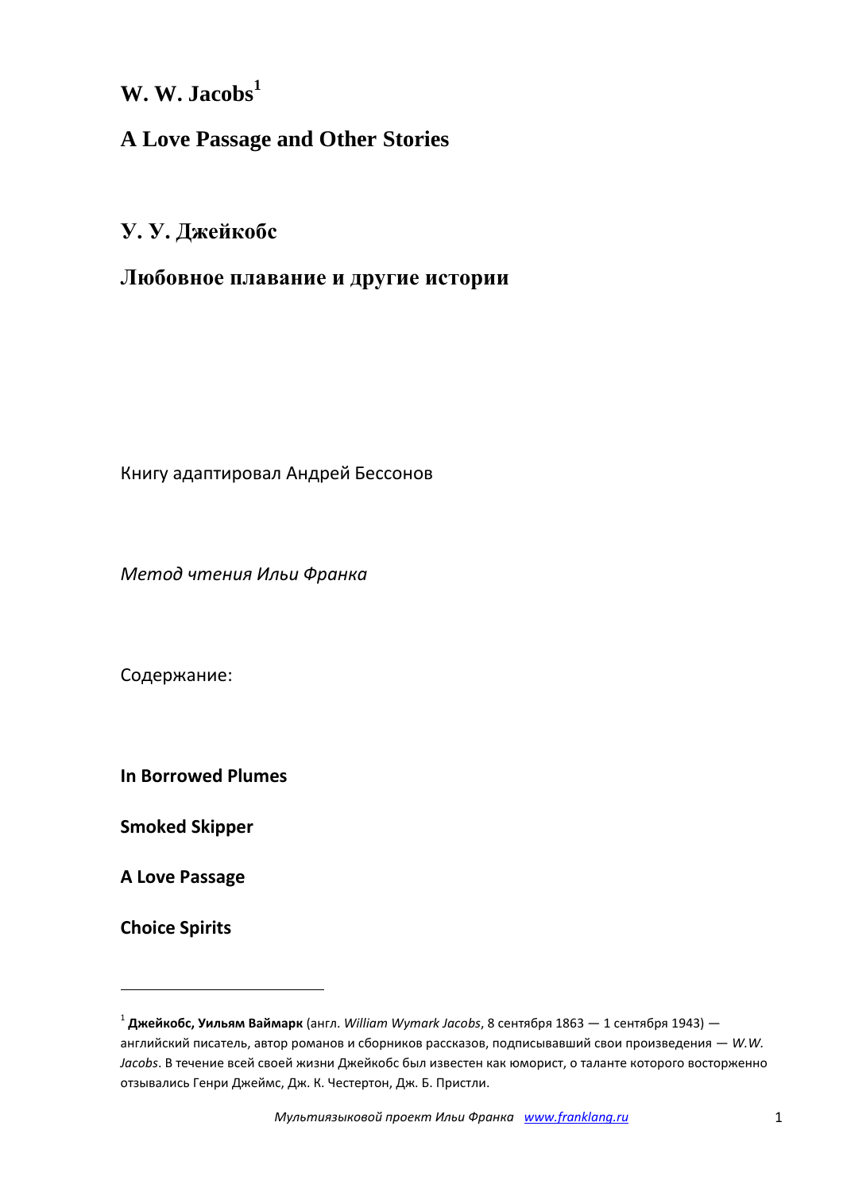# W. W. Jacobs[1]

## A Love Passage and Other Stories

# У. У. Джейкобс

## Любовное плавание и другие истории

Книгу адаптировал Андрей Бессонов

*Метод чтения Ильи Франка*

Содержание:

**In Borrowed Plumes**

**Smoked Skipper**

**A Love Passage**

**Choice Spirits**

---

[1] **Джейкобс, УильямВаймарк** (англ. *William Wymark Jacobs*, 8 сентября 1863 — 1 сентября 1943) — английский писатель, автор романов и сборников рассказов, подписывавший свои произведения — *W.W. Jacobs*. В течение всей своей жизни Джейкобс был известен как юморист, о таланте которого восторженно отзывались Генри Джеймс, Дж. К. Честертон, Дж. Б. Пристли.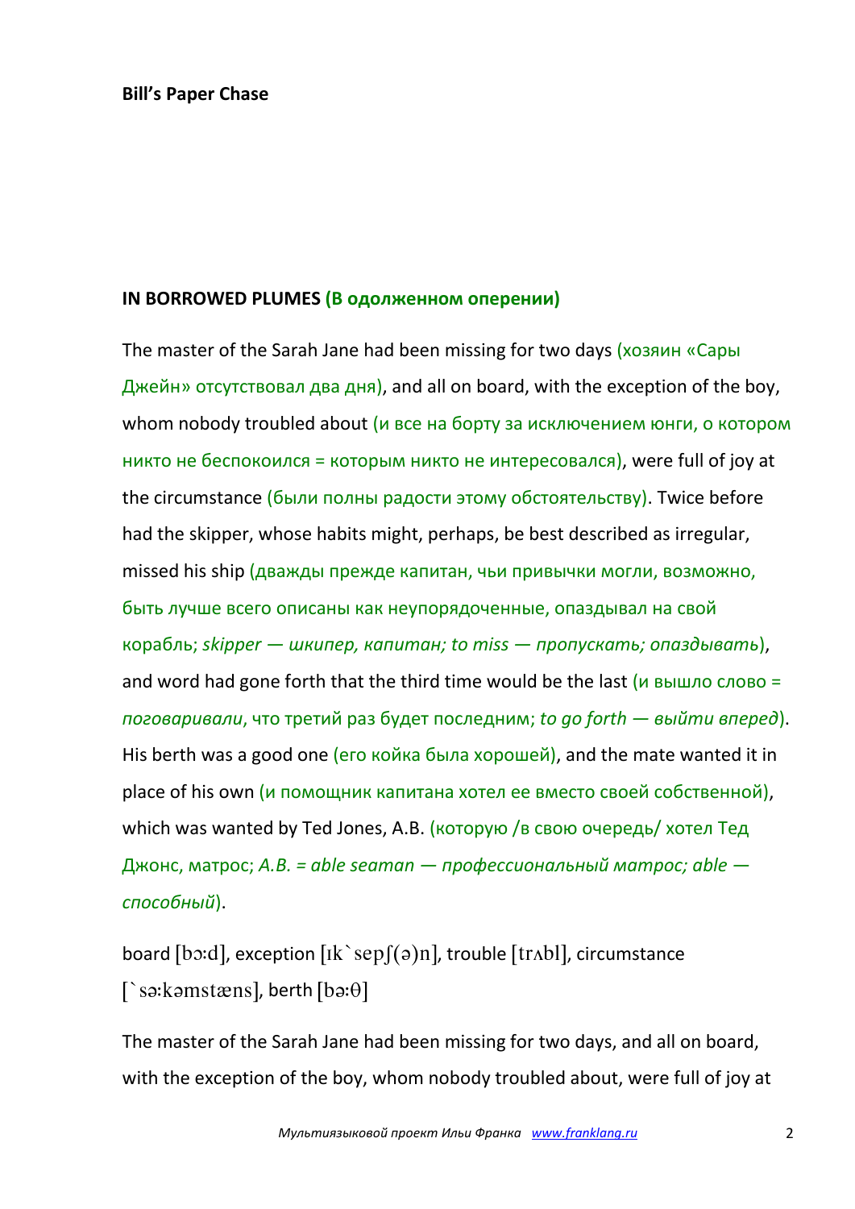**Bill's Paper Chase**

**IN BORROWED PLUMES (В одолженном оперении)**

The master of the Sarah Jane had been missing for two days (хозяин «Сары Джейн» отсутствовал два дня), and all on board, with the exception of the boy, whom nobody troubled about (и все на борту за исключением юнги, о котором никто не беспокоился = которым никто не интересовался), were full of joy at the circumstance (были полны радости этому обстоятельству). Twice before had the skipper, whose habits might, perhaps, be best described as irregular, missed his ship (дважды прежде капитан, чьи привычки могли, возможно, быть лучше всего описаны как неупорядоченные, опаздывал на свой корабль; *skipper — шкипер, капитан; to miss — пропускать; опаздывать*), and word had gone forth that the third time would be the last (и вышло слово = *поговаривали*, что третий раз будет последним; *to go forth — выйти вперед*). His berth was a good one (его койка была хорошей), and the mate wanted it in place of his own (и помощник капитана хотел ее вместо своей собственной), which was wanted by Ted Jones, A.B. (которую /в свою очередь/ хотел Тед Джонс, матрос; *A.B. = able seaman — профессиональный матрос; able — способный*).

board [bɔːd], exception [ɪk`sepʃ(ə)n], trouble [trʌbl], circumstance [`səːkəmstæns], berth [bəːθ]

The master of the Sarah Jane had been missing for two days, and all on board, with the exception of the boy, whom nobody troubled about, were full of joy at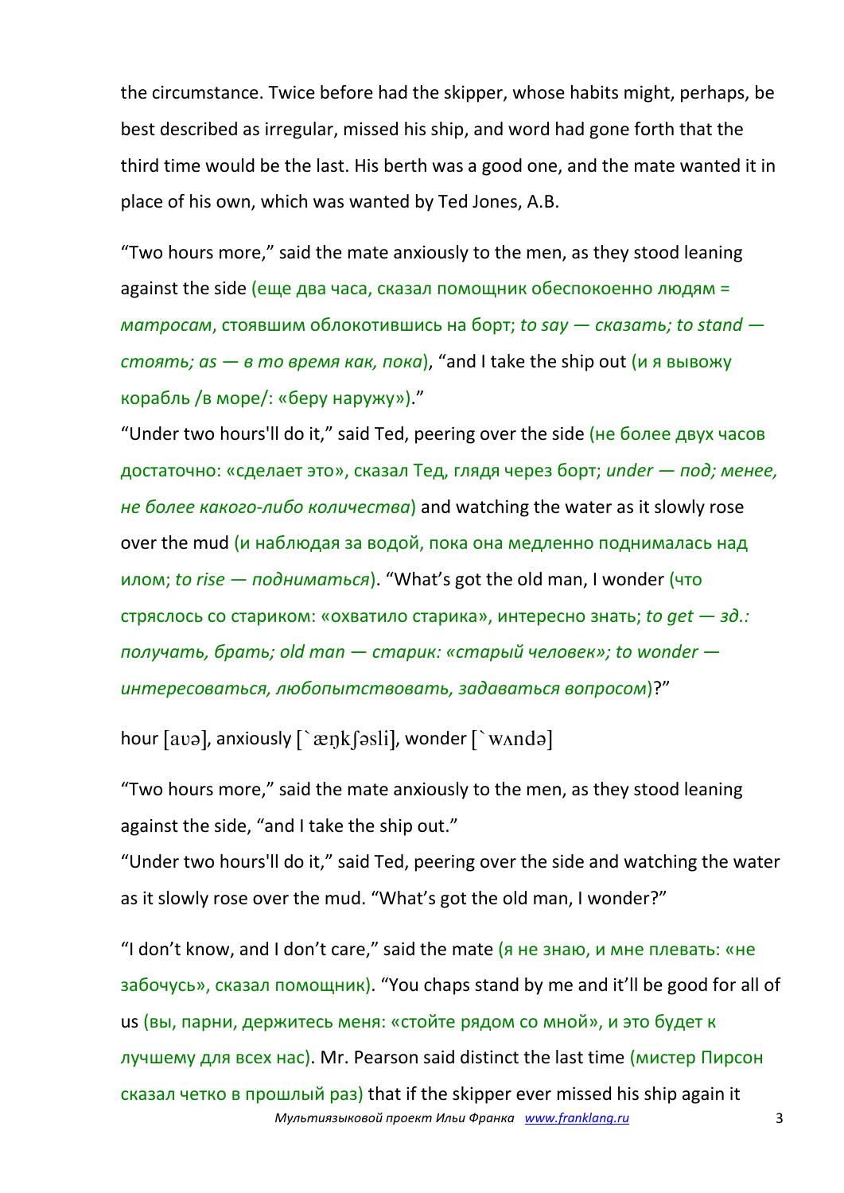the circumstance. Twice before had the skipper, whose habits might, perhaps, be best described as irregular, missed his ship, and word had gone forth that the third time would be the last. His berth was a good one, and the mate wanted it in place of his own, which was wanted by Ted Jones, A.B.

“Two hours more,” said the mate anxiously to the men, as they stood leaning against the side (еще два часа, сказал помощник обеспокоенно людям = *матросам*, стоявшим облокотившись на борт; *to say — сказать; to stand — стоять; as — в то время как, пока*), “and I take the ship out (и я вывожу корабль /в море/: «беру наружу»).”

“Under two hours'll do it,” said Ted, peering over the side (не более двух часов достаточно: «сделает это», сказал Тед, глядя через борт; *under — под; менее, не более какого-либо количества*) and watching the water as it slowly rose over the mud (и наблюдая за водой, пока она медленно поднималась над илом; *to rise — подниматься*). “What’s got the old man, I wonder (что стряслось со стариком: «охватило старика», интересно знать; *to get — зд.: получать, брать; old man — старик: «старый человек»; to wonder — интересоваться, любопытствовать, задаваться вопросом*)?”

hour [aʊə], anxiously [`æŋkʃəsli], wonder [`wʌndə]

“Two hours more,” said the mate anxiously to the men, as they stood leaning against the side, “and I take the ship out.”

“Under two hours'll do it,” said Ted, peering over the side and watching the water as it slowly rose over the mud. “What’s got the old man, I wonder?”

“I don’t know, and I don’t care,” said the mate (я не знаю, и мне плевать: «не забочусь», сказал помощник). “You chaps stand by me and it’ll be good for all of us (вы, парни, держитесь меня: «стойте рядом со мной», и это будет к лучшему для всех нас). Mr. Pearson said distinct the last time (мистер Пирсон сказал четко в прошлый раз) that if the skipper ever missed his ship again it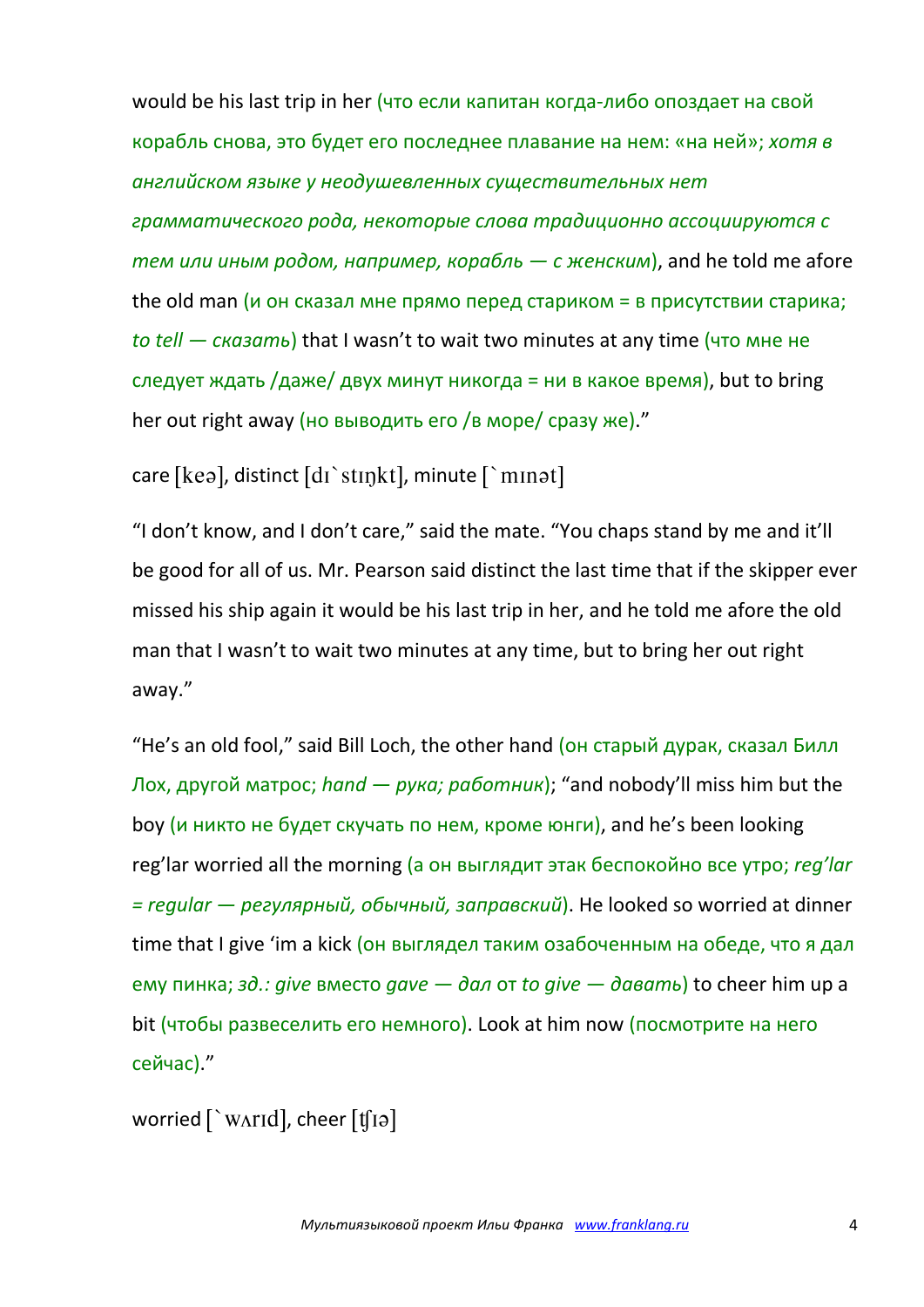would be his last trip in her (что если капитан когда-либо опоздает на свой корабль снова, это будет его последнее плавание на нем: «на ней»; *хотя в английском языке у неодушевленных существительных нет грамматического рода, некоторые слова традиционно ассоциируются с тем или иным родом, например, корабль — с женским*), and he told me afore the old man (и он сказал мне прямо перед стариком = в присутствии старика; *to tell — сказать*) that I wasn't to wait two minutes at any time (что мне не следует ждать /даже/ двух минут никогда = ни в какое время), but to bring her out right away (но выводить его /в море/ сразу же)."

care [keə], distinct [dɪ`stɪŋkt], minute [`mɪnət]

"I don't know, and I don't care," said the mate. "You chaps stand by me and it'll be good for all of us. Mr. Pearson said distinct the last time that if the skipper ever missed his ship again it would be his last trip in her, and he told me afore the old man that I wasn't to wait two minutes at any time, but to bring her out right away."

"He's an old fool," said Bill Loch, the other hand (он старый дурак, сказал Билл Лох, другой матрос; *hand — рука; работник*); "and nobody'll miss him but the boy (и никто не будет скучать по нем, кроме юнги), and he's been looking reg'lar worried all the morning (а он выглядит этак беспокойно все утро; *reg'lar = regular — регулярный, обычный, заправский*). He looked so worried at dinner time that I give 'im a kick (он выглядел таким озабоченным на обеде, что я дал ему пинка; *зд.: give* вместо *gave — дал* от *to give — давать*) to cheer him up a bit (чтобы развеселить его немного). Look at him now (посмотрите на него сейчас)."

worried [`wʌrɪd], cheer [ʧɪə]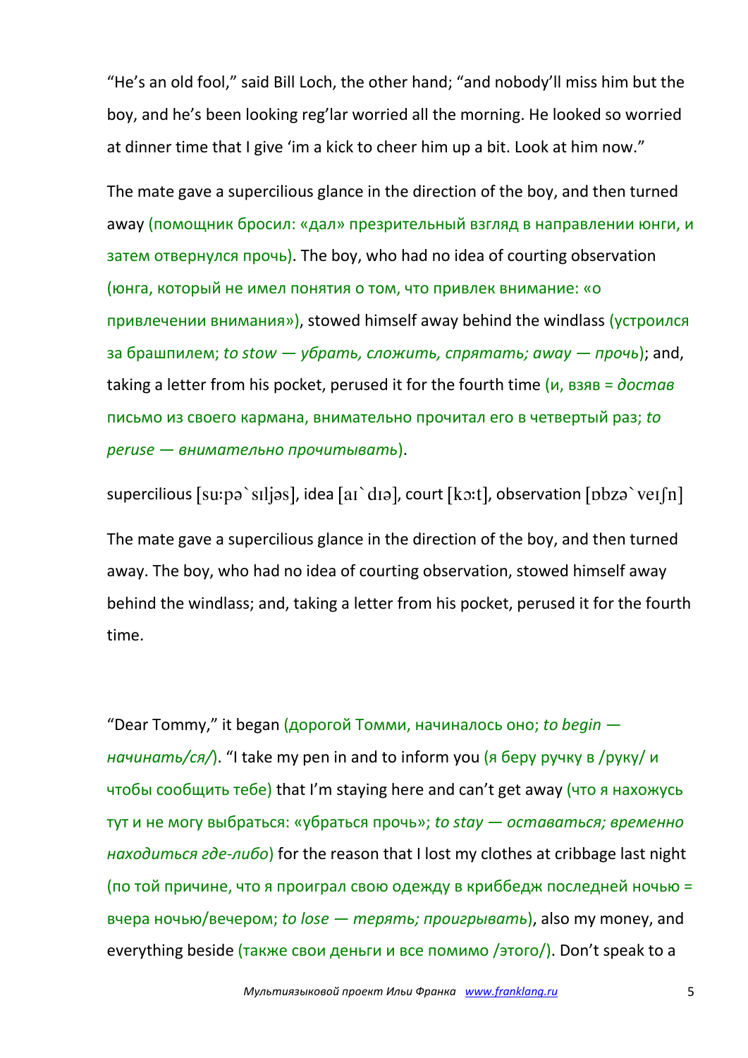“He’s an old fool,” said Bill Loch, the other hand; “and nobody’ll miss him but the boy, and he’s been looking reg’lar worried all the morning. He looked so worried at dinner time that I give ‘im a kick to cheer him up a bit. Look at him now.”

The mate gave a supercilious glance in the direction of the boy, and then turned away (помощник бросил: «дал» презрительный взгляд в направлении юнги, и затем отвернулся прочь). The boy, who had no idea of courting observation (юнга, который не имел понятия о том, что привлек внимание: «о привлечении внимания»), stowed himself away behind the windlass (устроился за брашпилем; *to stow — убрать, сложить, спрятать; away — прочь*); and, taking a letter from his pocket, perused it for the fourth time (и, взяв = *достав* письмо из своего кармана, внимательно прочитал его в четвертый раз; *to peruse — внимательно прочитывать*).

supercilious [suːpə`sɪljəs], idea [aɪ`dɪə], court [kɔːt], observation [ɒbzə`veɪʃn]

The mate gave a supercilious glance in the direction of the boy, and then turned away. The boy, who had no idea of courting observation, stowed himself away behind the windlass; and, taking a letter from his pocket, perused it for the fourth time.

“Dear Tommy,” it began (дорогой Томми, начиналось оно; *to begin — начинать/ся/*). “I take my pen in and to inform you (я беру ручку в /руку/ и чтобы сообщить тебе) that I’m staying here and can’t get away (что я нахожусь тут и не могу выбраться: «убраться прочь»; *to stay — оставаться; временно находиться где-либо*) for the reason that I lost my clothes at cribbage last night (по той причине, что я проиграл свою одежду в криббедж последней ночью = вчера ночью/вечером; *to lose — терять; проигрывать*), also my money, and everything beside (также свои деньги и все помимо /этого/). Don’t speak to a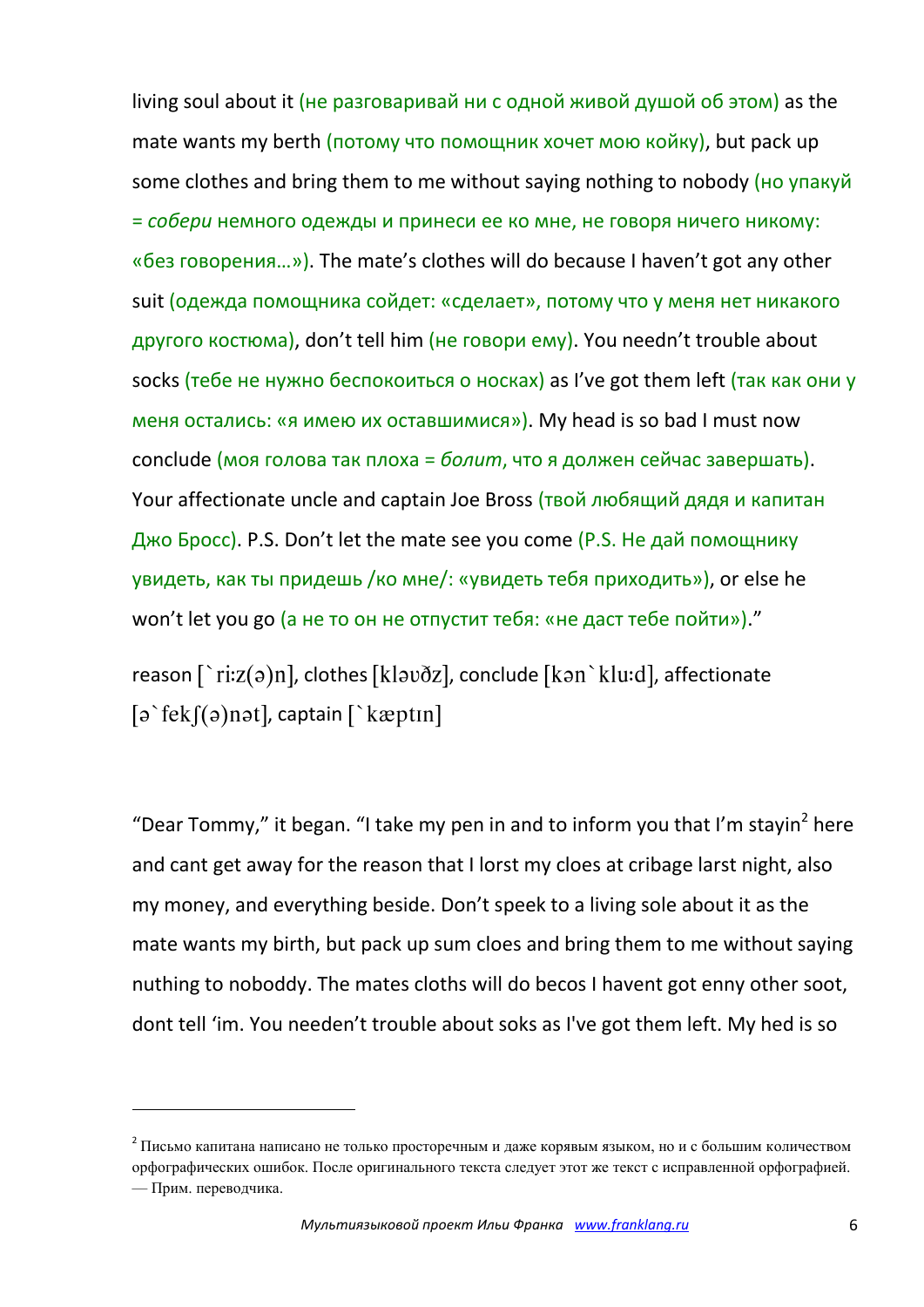living soul about it (не разговаривай ни с одной живой душой об этом) as the mate wants my berth (потому что помощник хочет мою койку), but pack up some clothes and bring them to me without saying nothing to nobody (но упакуй = *собери* немного одежды и принеси ее ко мне, не говоря ничего никому: «без говорения…»). The mate's clothes will do because I haven't got any other suit (одежда помощника сойдет: «сделает», потому что у меня нет никакого другого костюма), don't tell him (не говори ему). You needn't trouble about socks (тебе не нужно беспокоиться о носках) as I've got them left (так как они у меня остались: «я имею их оставшимися»). My head is so bad I must now conclude (моя голова так плоха = *болит*, что я должен сейчас завершать). Your affectionate uncle and captain Joe Bross (твой любящий дядя и капитан Джо Бросс). P.S. Don't let the mate see you come (P.S. Не дай помощнику увидеть, как ты придешь /ко мне/: «увидеть тебя приходить»), or else he won't let you go (а не то он не отпустит тебя: «не даст тебе пойти»)."

reason [`ri:z(ə)n], clothes [kləʊðz], conclude [kən`klu:d], affectionate [ə`fekʃ(ə)nət], captain [`kæptɪn]

"Dear Tommy," it began. "I take my pen in and to inform you that I'm stayin[2] here and cant get away for the reason that I lorst my cloes at cribage larst night, also my money, and everything beside. Don't speek to a living sole about it as the mate wants my birth, but pack up sum cloes and bring them to me without saying nuthing to noboddy. The mates cloths will do becos I havent got enny other soot, dont tell 'im. You needen't trouble about soks as I've got them left. My hed is so

---

[2] Письмо капитана написано не только просторечным и даже корявым языком, но и с большим количеством орфографических ошибок. После оригинального текста следует этот же текст с исправленной орфографией. — Прим. переводчика.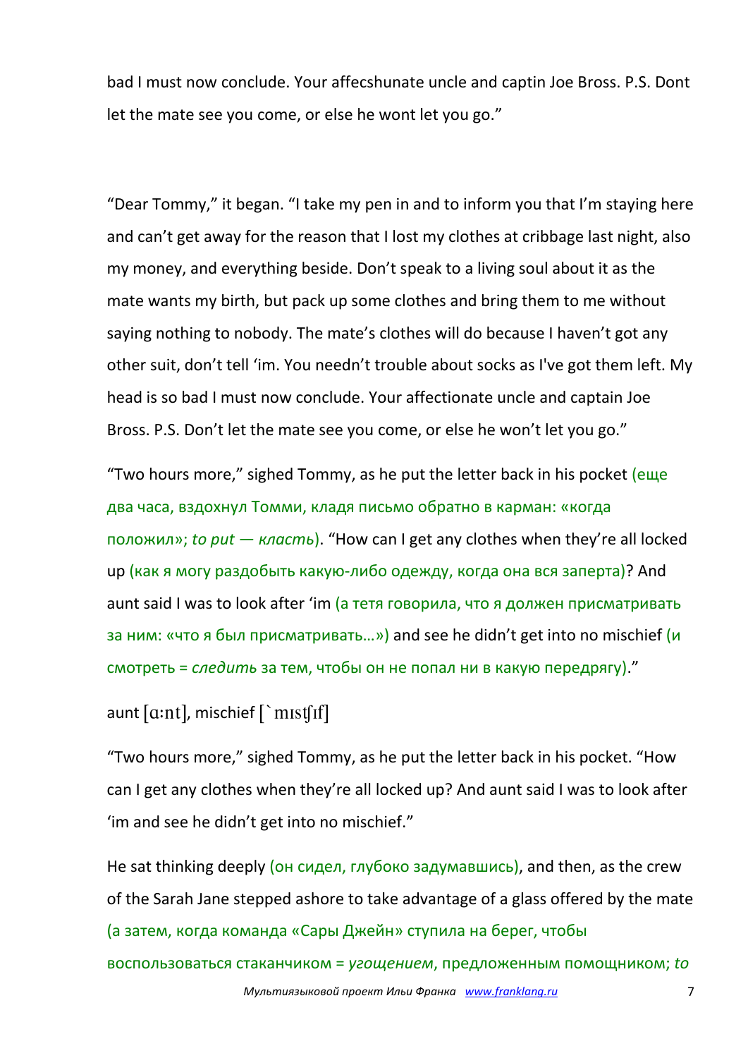bad I must now conclude. Your affecshunate uncle and captin Joe Bross. P.S. Dont let the mate see you come, or else he wont let you go."

"Dear Tommy," it began. "I take my pen in and to inform you that I'm staying here and can't get away for the reason that I lost my clothes at cribbage last night, also my money, and everything beside. Don't speak to a living soul about it as the mate wants my birth, but pack up some clothes and bring them to me without saying nothing to nobody. The mate's clothes will do because I haven't got any other suit, don't tell 'im. You needn't trouble about socks as I've got them left. My head is so bad I must now conclude. Your affectionate uncle and captain Joe Bross. P.S. Don't let the mate see you come, or else he won't let you go."

"Two hours more," sighed Tommy, as he put the letter back in his pocket (еще два часа, вздохнул Томми, кладя письмо обратно в карман: «когда положил»; *to put — класть*). "How can I get any clothes when they're all locked up (как я могу раздобыть какую-либо одежду, когда она вся заперта)? And aunt said I was to look after 'im (а тетя говорила, что я должен присматривать за ним: «что я был присматривать…») and see he didn't get into no mischief (и смотреть = *следить* за тем, чтобы он не попал ни в какую передрягу)."

aunt [ɑ:nt], mischief [`mɪsʧɪf]

"Two hours more," sighed Tommy, as he put the letter back in his pocket. "How can I get any clothes when they're all locked up? And aunt said I was to look after 'im and see he didn't get into no mischief."

He sat thinking deeply (он сидел, глубоко задумавшись), and then, as the crew of the Sarah Jane stepped ashore to take advantage of a glass offered by the mate (а затем, когда команда «Сары Джейн» ступила на берег, чтобы воспользоваться стаканчиком = *угощением*, предложенным помощником; *to*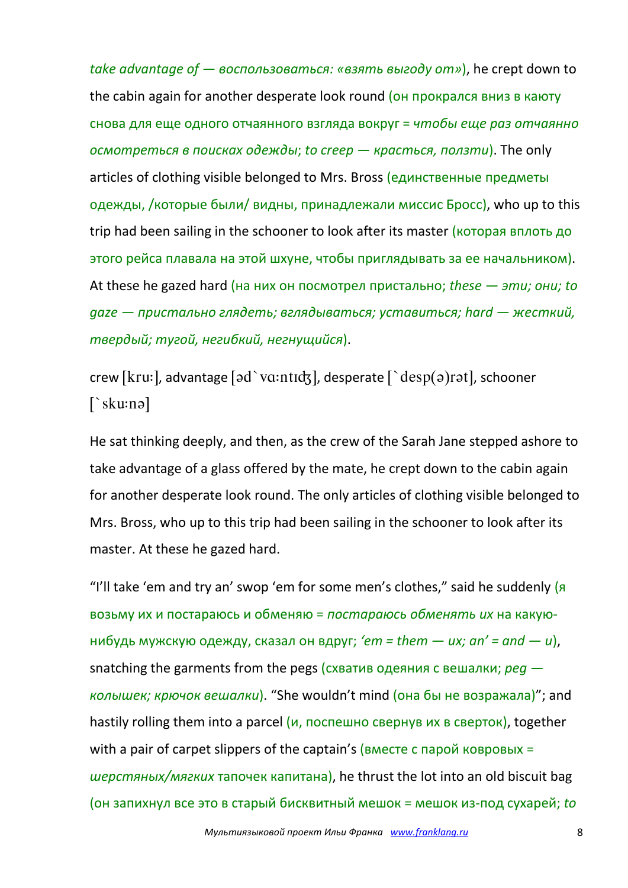*take advantage of — воспользоваться: «взять выгоду от»*), he crept down to the cabin again for another desperate look round (он прокрался вниз в каюту снова для еще одного отчаянного взгляда вокруг = *чтобы еще раз отчаянно осмотреться в поисках одежды*; *to creep — красться, ползти*). The only articles of clothing visible belonged to Mrs. Bross (единственные предметы одежды, /которые были/ видны, принадлежали миссис Бросс), who up to this trip had been sailing in the schooner to look after its master (которая вплоть до этого рейса плавала на этой шхуне, чтобы приглядывать за ее начальником). At these he gazed hard (на них он посмотрел пристально; *these — эти; они; to gaze — пристально глядеть; вглядываться; уставиться; hard — жесткий, твердый; тугой, негибкий, негнущийся*).

crew [kruː], advantage [əd`vɑːntɪʤ], desperate [`desp(ə)rət], schooner [`skuːnə]

He sat thinking deeply, and then, as the crew of the Sarah Jane stepped ashore to take advantage of a glass offered by the mate, he crept down to the cabin again for another desperate look round. The only articles of clothing visible belonged to Mrs. Bross, who up to this trip had been sailing in the schooner to look after its master. At these he gazed hard.

“I'll take 'em and try an' swop 'em for some men's clothes,” said he suddenly (я возьму их и постараюсь и обменяю = *постараюсь обменять их* на какую-нибудь мужскую одежду, сказал он вдруг; *'em = them — их; an' = and — и*), snatching the garments from the pegs (схватив одеяния с вешалки; *peg — колышек; крючок вешалки*). “She wouldn't mind (она бы не возражала)”; and hastily rolling them into a parcel (и, поспешно свернув их в сверток), together with a pair of carpet slippers of the captain's (вместе с парой ковровых = *шерстяных/мягких* тапочек капитана), he thrust the lot into an old biscuit bag (он запихнул все это в старый бисквитный мешок = мешок из-под сухарей; *to*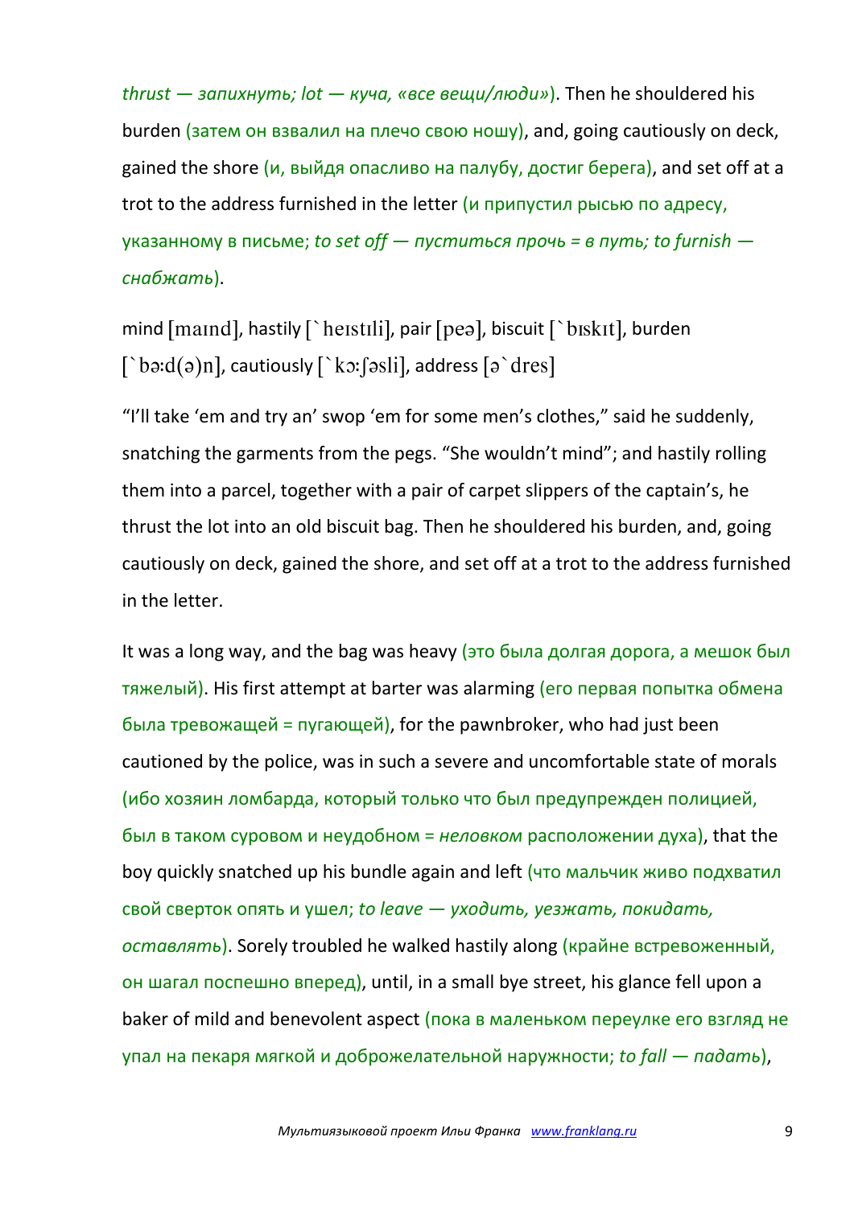*thrust — запихнуть; lot — куча, «все вещи/люди»*). Then he shouldered his burden (затем он взвалил на плечо свою ношу), and, going cautiously on deck, gained the shore (и, выйдя опасливо на палубу, достиг берега), and set off at a trot to the address furnished in the letter (и припустил рысью по адресу, указанному в письме; *to set off — пуститься прочь = в путь; to furnish — снабжать*).

mind [maɪnd], hastily [`heɪstɪli], pair [peə], biscuit [`bɪskɪt], burden [`bə:d(ə)n], cautiously [`kɔ:ʃəsli], address [ə`dres]

"I'll take 'em and try an' swop 'em for some men's clothes," said he suddenly, snatching the garments from the pegs. "She wouldn't mind"; and hastily rolling them into a parcel, together with a pair of carpet slippers of the captain's, he thrust the lot into an old biscuit bag. Then he shouldered his burden, and, going cautiously on deck, gained the shore, and set off at a trot to the address furnished in the letter.

It was a long way, and the bag was heavy (это была долгая дорога, а мешок был тяжелый). His first attempt at barter was alarming (его первая попытка обмена была тревожащей = пугающей), for the pawnbroker, who had just been cautioned by the police, was in such a severe and uncomfortable state of morals (ибо хозяин ломбарда, который только что был предупрежден полицией, был в таком суровом и неудобном = *неловком* расположении духа), that the boy quickly snatched up his bundle again and left (что мальчик живо подхватил свой сверток опять и ушел; *to leave — уходить, уезжать, покидать, оставлять*). Sorely troubled he walked hastily along (крайне встревоженный, он шагал поспешно вперед), until, in a small bye street, his glance fell upon a baker of mild and benevolent aspect (пока в маленьком переулке его взгляд не упал на пекаря мягкой и доброжелательной наружности; *to fall — падать*),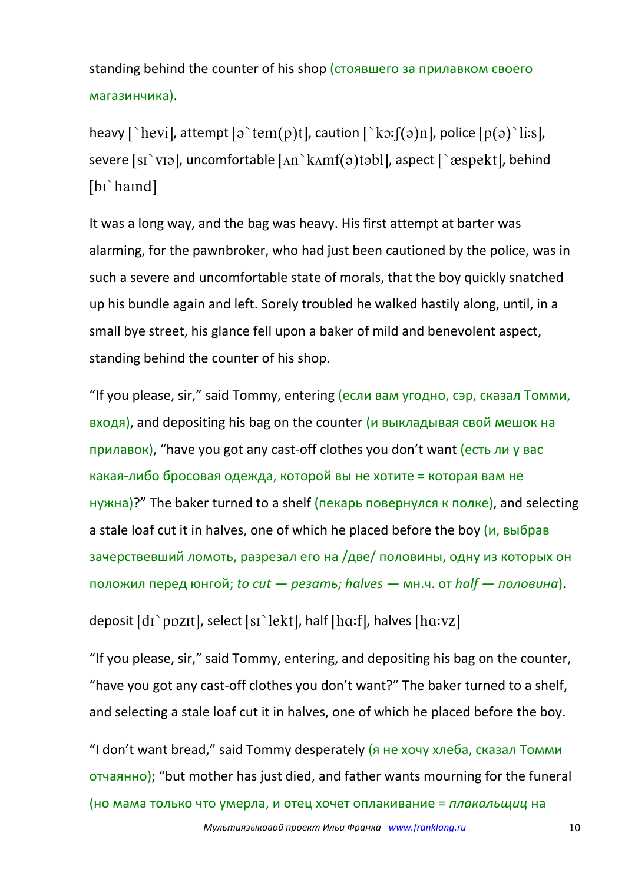standing behind the counter of his shop (стоявшего за прилавком своего магазинчика).

heavy [`hevi], attempt [ə`tem(p)t], caution [`kɔ:ʃ(ə)n], police [p(ə)`li:s], severe [sɪ`vɪə], uncomfortable [ʌn`kʌmf(ə)təbl], aspect [`æspekt], behind [bɪ`haɪnd]

It was a long way, and the bag was heavy. His first attempt at barter was alarming, for the pawnbroker, who had just been cautioned by the police, was in such a severe and uncomfortable state of morals, that the boy quickly snatched up his bundle again and left. Sorely troubled he walked hastily along, until, in a small bye street, his glance fell upon a baker of mild and benevolent aspect, standing behind the counter of his shop.

"If you please, sir," said Tommy, entering (если вам угодно, сэр, сказал Томми, входя), and depositing his bag on the counter (и выкладывая свой мешок на прилавок), "have you got any cast-off clothes you don't want (есть ли у вас какая-либо бросовая одежда, которой вы не хотите = которая вам не нужна)?" The baker turned to a shelf (пекарь повернулся к полке), and selecting a stale loaf cut it in halves, one of which he placed before the boy (и, выбрав зачерствевший ломоть, разрезал его на /две/ половины, одну из которых он положил перед юнгой; *to cut — резать; halves —* мн.ч. от *half — половина*).

deposit [dɪ`pɒzɪt], select [sɪ`lekt], half [hɑ:f], halves [hɑ:vz]

"If you please, sir," said Tommy, entering, and depositing his bag on the counter, "have you got any cast-off clothes you don't want?" The baker turned to a shelf, and selecting a stale loaf cut it in halves, one of which he placed before the boy.

"I don't want bread," said Tommy desperately (я не хочу хлеба, сказал Томми отчаянно); "but mother has just died, and father wants mourning for the funeral (но мама только что умерла, и отец хочет оплакивание = *плакальщиц* на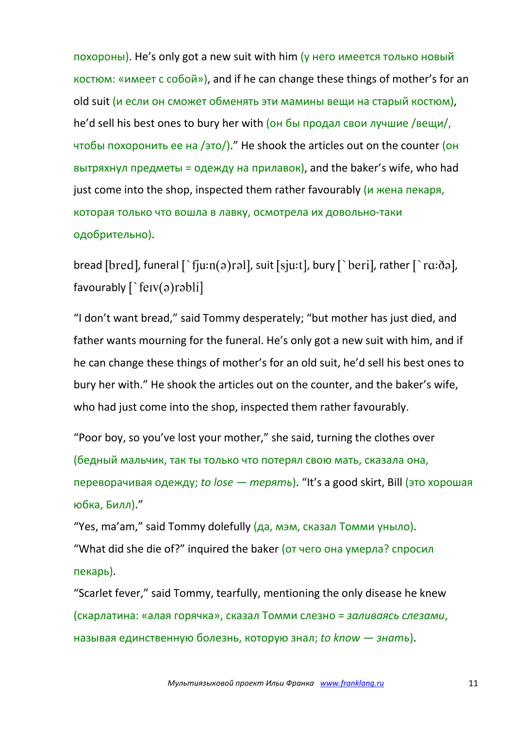похороны). He's only got a new suit with him (у него имеется только новый костюм: «имеет с собой»), and if he can change these things of mother's for an old suit (и если он сможет обменять эти мамины вещи на старый костюм), he'd sell his best ones to bury her with (он бы продал свои лучшие /вещи/, чтобы похоронить ее на /это/)." He shook the articles out on the counter (он вытряхнул предметы = одежду на прилавок), and the baker's wife, who had just come into the shop, inspected them rather favourably (и жена пекаря, которая только что вошла в лавку, осмотрела их довольно-таки одобрительно).

bread [bred], funeral [`fju:n(ə)rəl], suit [sju:t], bury [`beri], rather [`rɑ:ðə], favourably [`feɪv(ə)rəbli]

"I don't want bread," said Tommy desperately; "but mother has just died, and father wants mourning for the funeral. He's only got a new suit with him, and if he can change these things of mother's for an old suit, he'd sell his best ones to bury her with." He shook the articles out on the counter, and the baker's wife, who had just come into the shop, inspected them rather favourably.

"Poor boy, so you've lost your mother," she said, turning the clothes over (бедный мальчик, так ты только что потерял свою мать, сказала она, переворачивая одежду; *to lose — терять*). "It's a good skirt, Bill (это хорошая юбка, Билл)."

"Yes, ma'am," said Tommy dolefully (да, мэм, сказал Томми уныло).

"What did she die of?" inquired the baker (от чего она умерла? спросил пекарь).

"Scarlet fever," said Tommy, tearfully, mentioning the only disease he knew (скарлатина: «алая горячка», сказал Томми слезно = *заливаясь слезами*, называя единственную болезнь, которую знал; *to know — знать*).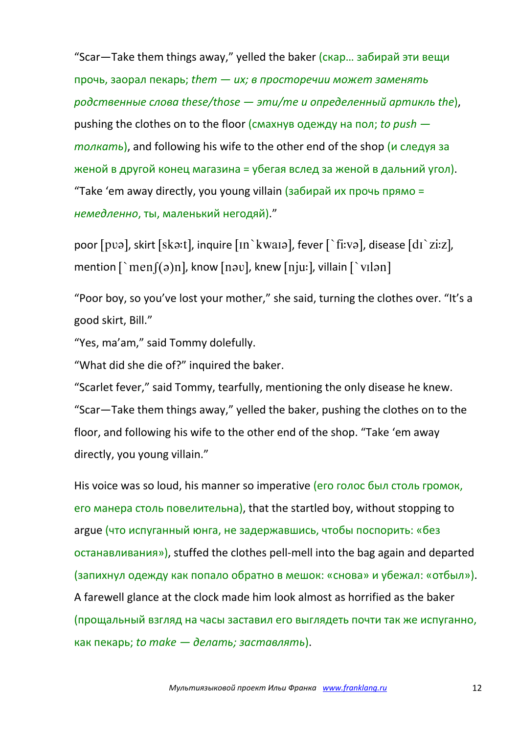“Scar—Take them things away,” yelled the baker (скар… забирай эти вещи прочь, заорал пекарь; *them — их; в просторечии может заменять родственные слова these/those — эти/те и определенный артикль the*), pushing the clothes on to the floor (смахнув одежду на пол; *to push — толкать*), and following his wife to the other end of the shop (и следуя за женой в другой конец магазина = убегая вслед за женой в дальний угол). “Take ‘em away directly, you young villain (забирай их прочь прямо = *немедленно*, ты, маленький негодяй).”

poor [pʊə], skirt [skɜ:t], inquire [ɪn`kwaɪə], fever [`fi:və], disease [dɪ`zi:z], mention [`menʃ(ə)n], know [nəʊ], knew [nju:], villain [`vɪlən]

“Poor boy, so you’ve lost your mother,” she said, turning the clothes over. “It’s a good skirt, Bill.”

“Yes, ma’am,” said Tommy dolefully.

“What did she die of?” inquired the baker.

“Scarlet fever,” said Tommy, tearfully, mentioning the only disease he knew.

“Scar—Take them things away,” yelled the baker, pushing the clothes on to the floor, and following his wife to the other end of the shop. “Take ‘em away directly, you young villain.”

His voice was so loud, his manner so imperative (его голос был столь громок, его манера столь повелительна), that the startled boy, without stopping to argue (что испуганный юнга, не задержавшись, чтобы поспорить: «без останавливания»), stuffed the clothes pell-mell into the bag again and departed (запихнул одежду как попало обратно в мешок: «снова» и убежал: «отбыл»). A farewell glance at the clock made him look almost as horrified as the baker (прощальный взгляд на часы заставил его выглядеть почти так же испуганно, как пекарь; *to make — делать; заставлять*).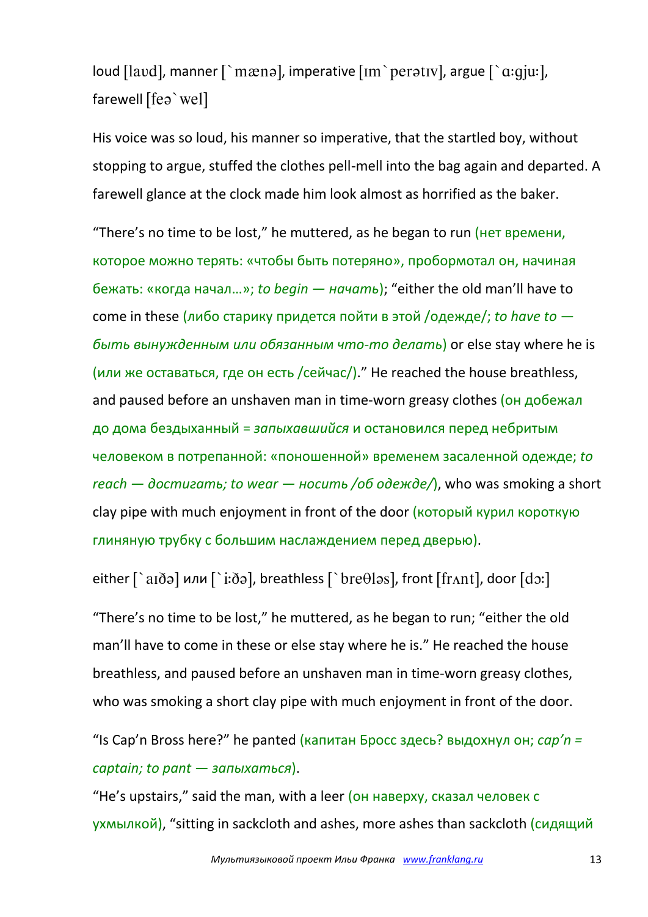loud [laʊd], manner [`mænə], imperative [ɪm`perətɪv], argue [`ɑ:gju:], farewell [feə`wel]

His voice was so loud, his manner so imperative, that the startled boy, without stopping to argue, stuffed the clothes pell-mell into the bag again and departed. A farewell glance at the clock made him look almost as horrified as the baker.

“There’s no time to be lost,” he muttered, as he began to run (нет времени, которое можно терять: «чтобы быть потеряно», пробормотал он, начиная бежать: «когда начал…»; *to begin — начать*); “either the old man’ll have to come in these (либо старику придется пойти в этой /одежде/; *to have to — быть вынужденным или обязанным что-то делать*) or else stay where he is (или же оставаться, где он есть /сейчас/).” He reached the house breathless, and paused before an unshaven man in time-worn greasy clothes (он добежал до дома бездыханный = *запыхавшийся* и остановился перед небритым человеком в потрепанной: «поношенной» временем засаленной одежде; *to reach — достигать; to wear — носить /об одежде/*), who was smoking a short clay pipe with much enjoyment in front of the door (который курил короткую глиняную трубку с большим наслаждением перед дверью).

either [`aɪðə] или [`i:ðə], breathless [`breθləs], front [frʌnt], door [dɔ:]

“There’s no time to be lost,” he muttered, as he began to run; “either the old man’ll have to come in these or else stay where he is.” He reached the house breathless, and paused before an unshaven man in time-worn greasy clothes, who was smoking a short clay pipe with much enjoyment in front of the door.

“Is Cap’n Bross here?” he panted (капитан Бросс здесь? выдохнул он; *cap’n = captain; to pant — запыхаться*).

“He’s upstairs,” said the man, with a leer (он наверху, сказал человек с ухмылкой), “sitting in sackcloth and ashes, more ashes than sackcloth (сидящий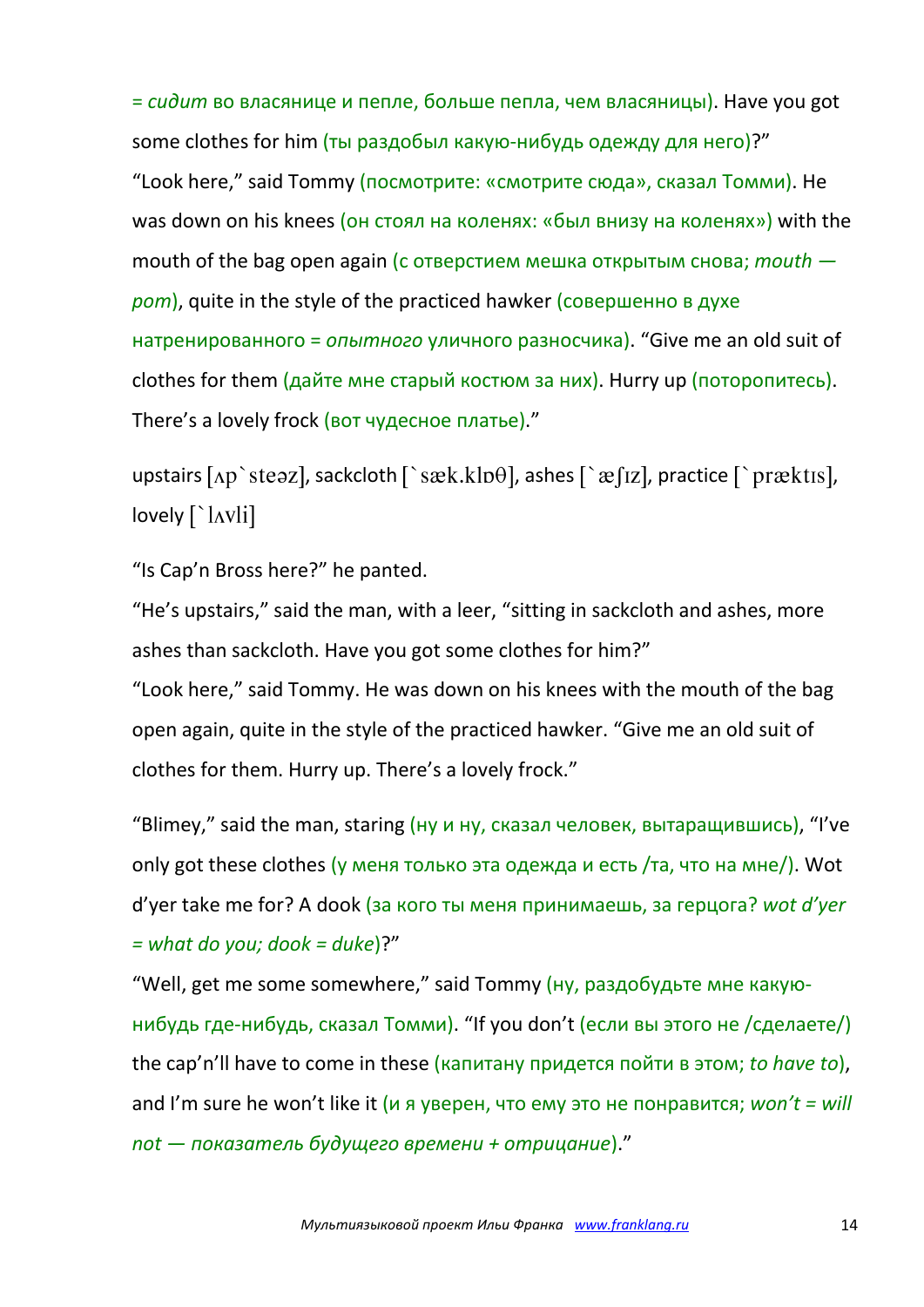= *сидит* во власянице и пепле, больше пепла, чем власяницы). Have you got some clothes for him (ты раздобыл какую-нибудь одежду для него)?"

"Look here," said Tommy (посмотрите: «смотрите сюда», сказал Томми). He was down on his knees (он стоял на коленях: «был внизу на коленях») with the mouth of the bag open again (с отверстием мешка открытым снова; *mouth — рот*), quite in the style of the practiced hawker (совершенно в духе натренированного = *опытного* уличного разносчика). "Give me an old suit of clothes for them (дайте мне старый костюм за них). Hurry up (поторопитесь). There's a lovely frock (вот чудесное платье)."

upstairs [ʌp`steəz], sackcloth [`sæk.klɒθ], ashes [`æʃɪz], practice [`præktɪs], lovely [`lʌvli]

"Is Cap'n Bross here?" he panted.

"He's upstairs," said the man, with a leer, "sitting in sackcloth and ashes, more ashes than sackcloth. Have you got some clothes for him?"

"Look here," said Tommy. He was down on his knees with the mouth of the bag open again, quite in the style of the practiced hawker. "Give me an old suit of clothes for them. Hurry up. There's a lovely frock."

"Blimey," said the man, staring (ну и ну, сказал человек, вытаращившись), "I've only got these clothes (у меня только эта одежда и есть /та, что на мне/). Wot d'yer take me for? A dook (за кого ты меня принимаешь, за герцога? *wot d'yer = what do you; dook = duke*)?"

"Well, get me some somewhere," said Tommy (ну, раздобудьте мне какую-нибудь где-нибудь, сказал Томми). "If you don't (если вы этого не /сделаете/) the cap'n'll have to come in these (капитану придется пойти в этом; *to have to*), and I'm sure he won't like it (и я уверен, что ему это не понравится; *won't = will not — показатель будущего времени + отрицание*)."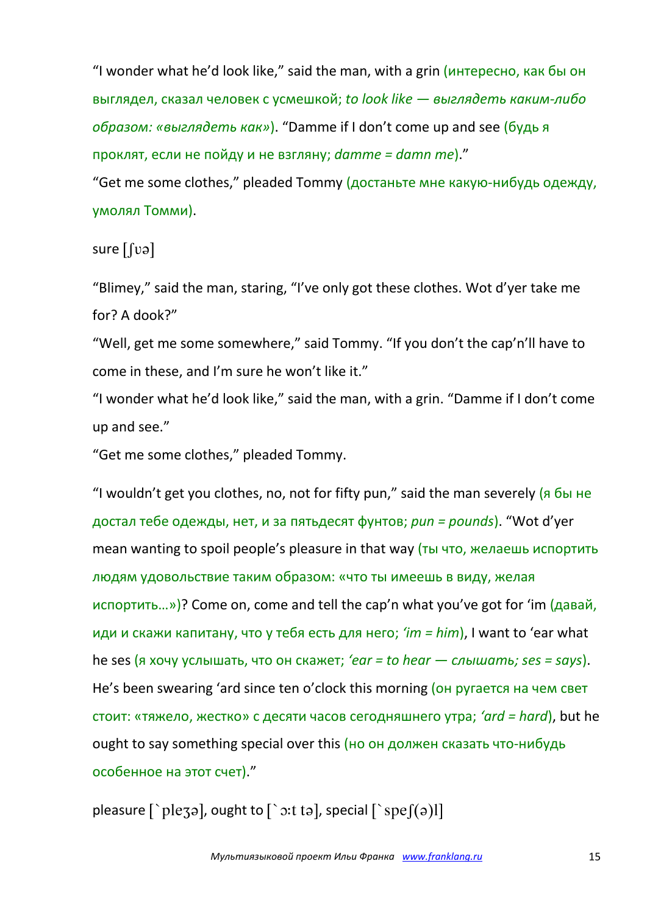“I wonder what he’d look like,” said the man, with a grin (интересно, как бы он выглядел, сказал человек с усмешкой; *to look like — выглядеть каким-либо образом: «выглядеть как»*). “Damme if I don’t come up and see (будь я проклят, если не пойду и не взгляну; *damme = damn me*).”

“Get me some clothes,” pleaded Tommy (достаньте мне какую-нибудь одежду, умолял Томми).

sure [ʃʊə]

“Blimey,” said the man, staring, “I’ve only got these clothes. Wot d’yer take me for? A dook?”

“Well, get me some somewhere,” said Tommy. “If you don’t the cap’n’ll have to come in these, and I’m sure he won’t like it.”

“I wonder what he’d look like,” said the man, with a grin. “Damme if I don’t come up and see.”

“Get me some clothes,” pleaded Tommy.

“I wouldn’t get you clothes, no, not for fifty pun,” said the man severely (я бы не достал тебе одежды, нет, и за пятьдесят фунтов; *pun = pounds*). “Wot d’yer mean wanting to spoil people’s pleasure in that way (ты что, желаешь испортить людям удовольствие таким образом: «что ты имеешь в виду, желая испортить…»)? Come on, come and tell the cap’n what you’ve got for ‘im (давай, иди и скажи капитану, что у тебя есть для него; *‘im = him*), I want to ‘ear what he ses (я хочу услышать, что он скажет; *‘ear = to hear — слышать; ses = says*). He’s been swearing ‘ard since ten o’clock this morning (он ругается на чем свет стоит: «тяжело, жестко» с десяти часов сегодняшнего утра; *‘ard = hard*), but he ought to say something special over this (но он должен сказать что-нибудь особенное на этот счет).”

pleasure [`pleʒə], ought to [`ɔ:t tə], special [`speʃ(ə)l]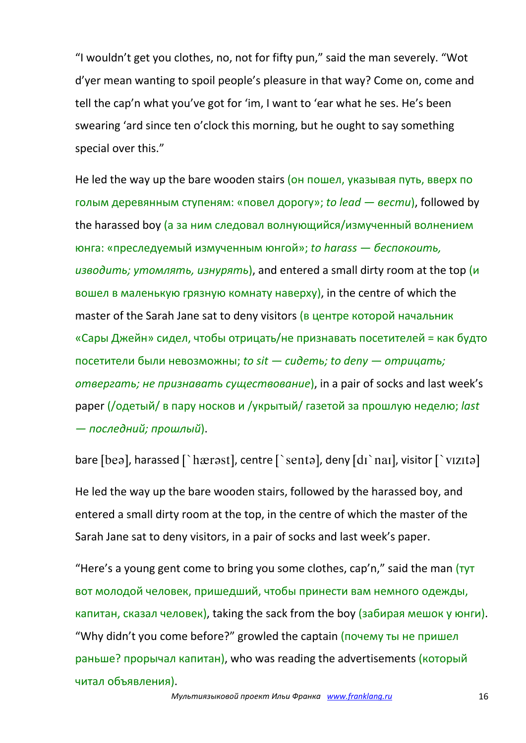"I wouldn't get you clothes, no, not for fifty pun," said the man severely. "Wot d'yer mean wanting to spoil people's pleasure in that way? Come on, come and tell the cap'n what you've got for 'im, I want to 'ear what he ses. He's been swearing 'ard since ten o'clock this morning, but he ought to say something special over this."

He led the way up the bare wooden stairs (он пошел, указывая путь, вверх по голым деревянным ступеням: «повел дорогу»; *to lead — вести*), followed by the harassed boy (а за ним следовал волнующийся/измученный волнением юнга: «преследуемый измученным юнгой»; *to harass — беспокоить, изводить; утомлять, изнурять*), and entered a small dirty room at the top (и вошел в маленькую грязную комнату наверху), in the centre of which the master of the Sarah Jane sat to deny visitors (в центре которой начальник «Сары Джейн» сидел, чтобы отрицать/не признавать посетителей = как будто посетители были невозможны; *to sit — сидеть; to deny — отрицать; отвергать; не признавать существование*), in a pair of socks and last week's paper (/одетый/ в пару носков и /укрытый/ газетой за прошлую неделю; *last — последний; прошлый*).

bare [beə], harassed [`hærəst], centre [`sentə], deny [dɪ`naɪ], visitor [`vɪzɪtə]

He led the way up the bare wooden stairs, followed by the harassed boy, and entered a small dirty room at the top, in the centre of which the master of the Sarah Jane sat to deny visitors, in a pair of socks and last week's paper.

"Here's a young gent come to bring you some clothes, cap'n," said the man (тут вот молодой человек, пришедший, чтобы принести вам немного одежды, капитан, сказал человек), taking the sack from the boy (забирая мешок у юнги). "Why didn't you come before?" growled the captain (почему ты не пришел раньше? прорычал капитан), who was reading the advertisements (который читал объявления).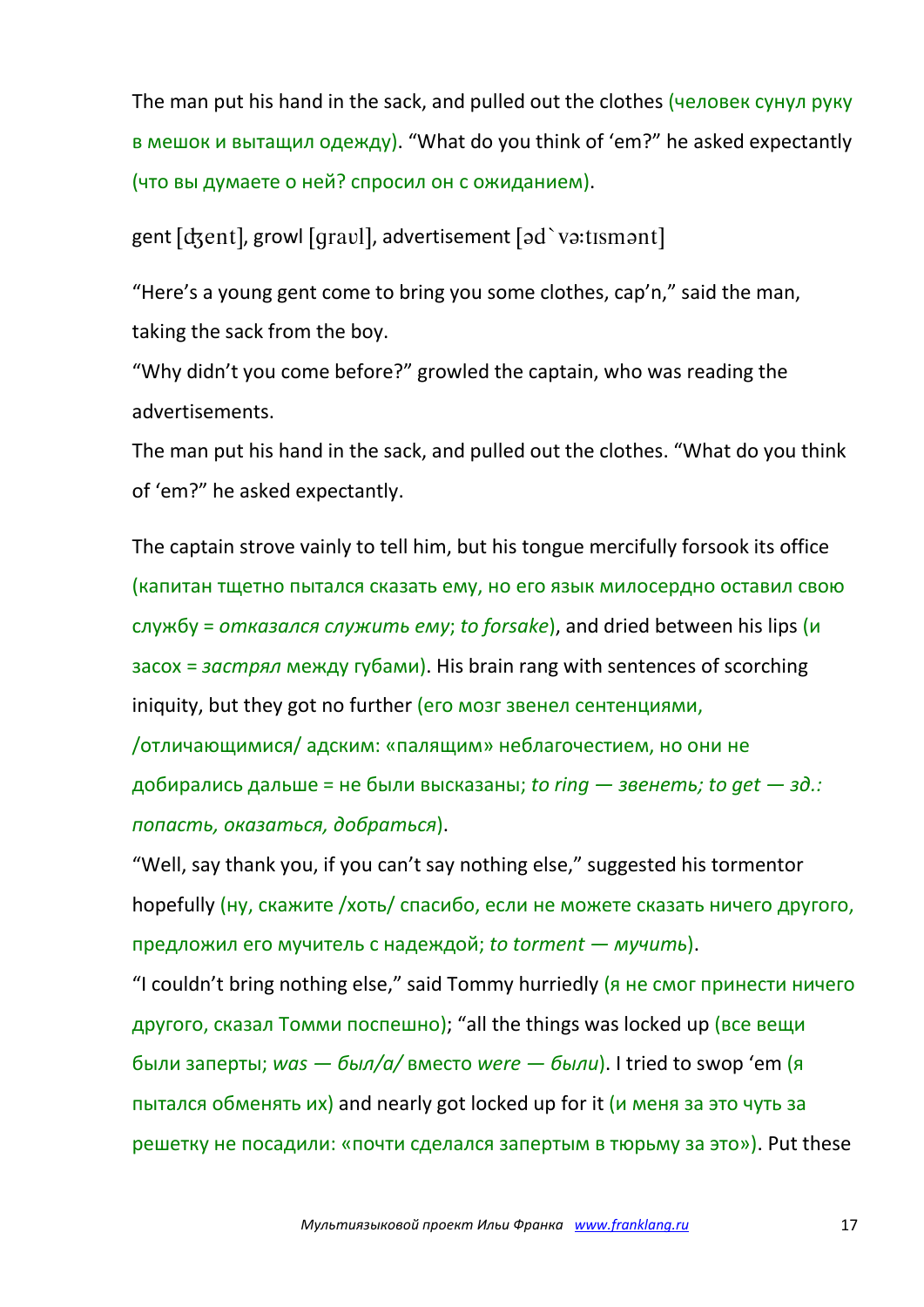The man put his hand in the sack, and pulled out the clothes (человек сунул руку в мешок и вытащил одежду). "What do you think of 'em?" he asked expectantly (что вы думаете о ней? спросил он с ожиданием).

gent [ʤent], growl [graʊl], advertisement [əd`vəːtɪsmənt]

"Here's a young gent come to bring you some clothes, cap'n," said the man, taking the sack from the boy.
"Why didn't you come before?" growled the captain, who was reading the advertisements.
The man put his hand in the sack, and pulled out the clothes. "What do you think of 'em?" he asked expectantly.

The captain strove vainly to tell him, but his tongue mercifully forsook its office (капитан тщетно пытался сказать ему, но его язык милосердно оставил свою службу = *отказался служить ему*; *to forsake*), and dried between his lips (и засох = *застрял* между губами). His brain rang with sentences of scorching iniquity, but they got no further (его мозг звенел сентенциями, /отличающимися/ адским: «палящим» неблагочестием, но они не добирались дальше = не были высказаны; *to ring — звенеть; to get — зд.: попасть, оказаться, добраться*).
"Well, say thank you, if you can't say nothing else," suggested his tormentor hopefully (ну, скажите /хоть/ спасибо, если не можете сказать ничего другого, предложил его мучитель с надеждой; *to torment — мучить*).
"I couldn't bring nothing else," said Tommy hurriedly (я не смог принести ничего другого, сказал Томми поспешно); "all the things was locked up (все вещи были заперты; *was — был/а/* вместо *were — были*). I tried to swop 'em (я пытался обменять их) and nearly got locked up for it (и меня за это чуть за решетку не посадили: «почти сделался запертым в тюрьму за это»). Put these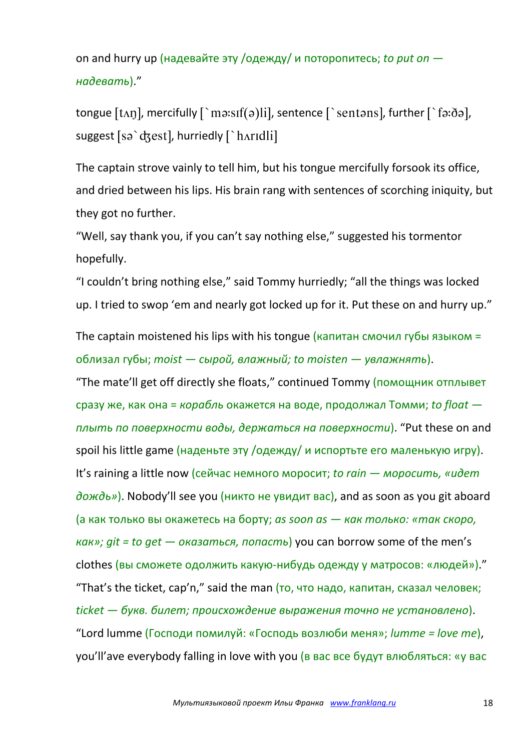on and hurry up (надевайте эту /одежду/ и поторопитесь; *to put on — надевать*)."

tongue [tʌŋ], mercifully [`mə:sɪf(ə)li], sentence [`sentəns], further [`fə:ðə], suggest [sə`ʤest], hurriedly [`hʌrɪdli]

The captain strove vainly to tell him, but his tongue mercifully forsook its office, and dried between his lips. His brain rang with sentences of scorching iniquity, but they got no further.

"Well, say thank you, if you can't say nothing else," suggested his tormentor hopefully.

"I couldn't bring nothing else," said Tommy hurriedly; "all the things was locked up. I tried to swop 'em and nearly got locked up for it. Put these on and hurry up."

The captain moistened his lips with his tongue (капитан смочил губы языком = облизал губы; *moist — сырой, влажный; to moisten — увлажнять*).

"The mate'll get off directly she floats," continued Tommy (помощник отплывет сразу же, как она = *корабль* окажется на воде, продолжал Томми; *to float — плыть по поверхности воды, держаться на поверхности*). "Put these on and spoil his little game (наденьте эту /одежду/ и испортьте его маленькую игру). It's raining a little now (сейчас немного моросит; *to rain — моросить, «идет дождь»*). Nobody'll see you (никто не увидит вас), and as soon as you git aboard (а как только вы окажетесь на борту; *as soon as — как только: «так скоро, как»; git = to get — оказаться, попасть*) you can borrow some of the men's clothes (вы сможете одолжить какую-нибудь одежду у матросов: «людей»)."

"That's the ticket, cap'n," said the man (то, что надо, капитан, сказал человек; *ticket — букв. билет; происхождение выражения точно не установлено*).

"Lord lumme (Господи помилуй: «Господь возлюби меня»; *lumme = love me*), you'll'ave everybody falling in love with you (в вас все будут влюбляться: «у вас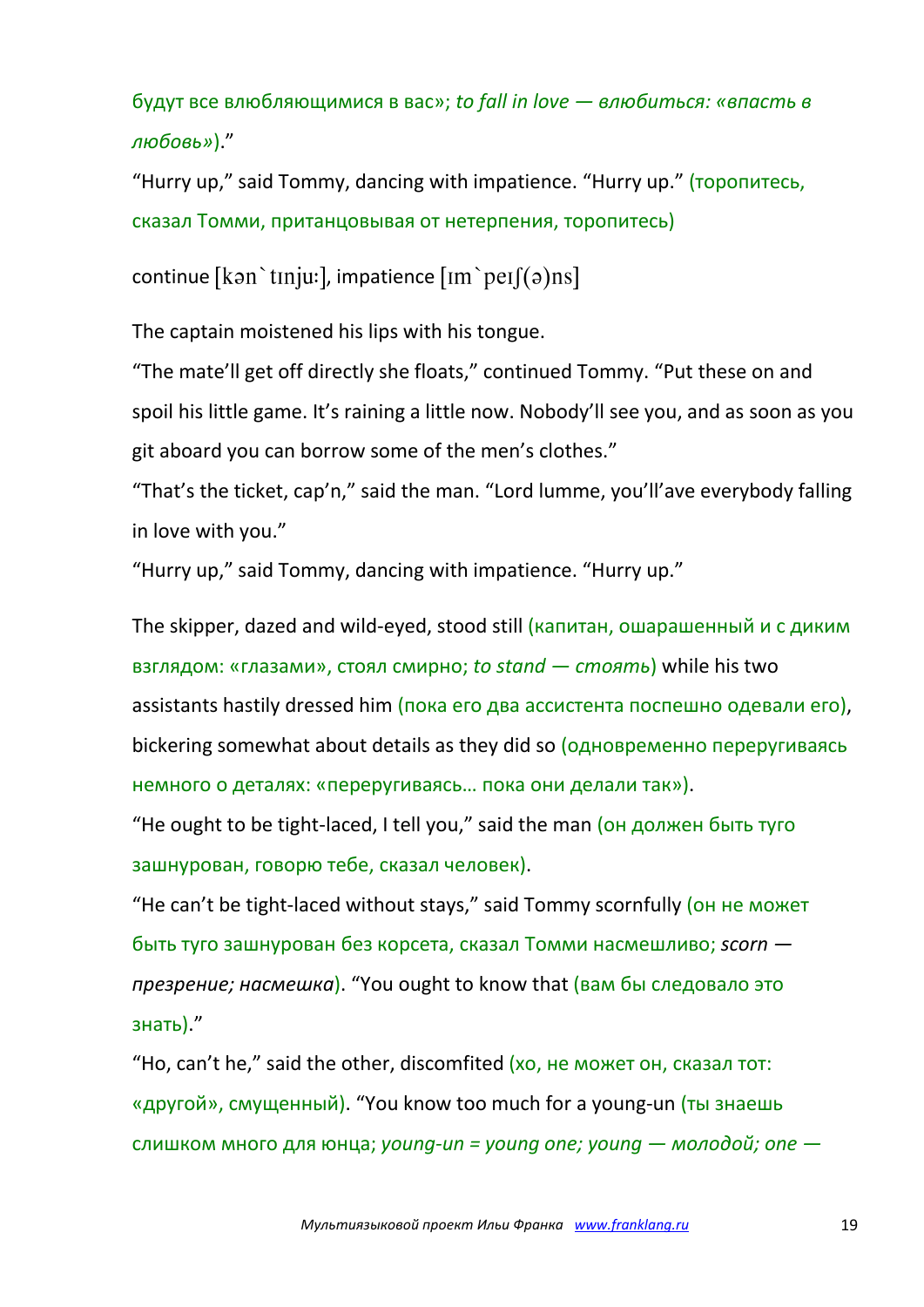будут все влюбляющимися в вас»; *to fall in love — влюбиться: «впасть в любовь»*)."

"Hurry up," said Tommy, dancing with impatience. "Hurry up." (торопитесь, сказал Томми, пританцовывая от нетерпения, торопитесь)

continue [kən`tɪnjuː], impatience [ɪm`peɪʃ(ə)ns]

The captain moistened his lips with his tongue.
"The mate'll get off directly she floats," continued Tommy. "Put these on and spoil his little game. It's raining a little now. Nobody'll see you, and as soon as you git aboard you can borrow some of the men's clothes."
"That's the ticket, cap'n," said the man. "Lord lumme, you'll'ave everybody falling in love with you."
"Hurry up," said Tommy, dancing with impatience. "Hurry up."

The skipper, dazed and wild-eyed, stood still (капитан, ошарашенный и с диким взглядом: «глазами», стоял смирно; *to stand — стоять*) while his two assistants hastily dressed him (пока его два ассистента поспешно одевали его), bickering somewhat about details as they did so (одновременно переругиваясь немного о деталях: «переругиваясь… пока они делали так»).
"He ought to be tight-laced, I tell you," said the man (он должен быть туго зашнурован, говорю тебе, сказал человек).
"He can't be tight-laced without stays," said Tommy scornfully (он не может быть туго зашнурован без корсета, сказал Томми насмешливо; *scorn — презрение; насмешка*). "You ought to know that (вам бы следовало это знать)."
"Ho, can't he," said the other, discomfited (хо, не может он, сказал тот: «другой», смущенный). "You know too much for a young-un (ты знаешь слишком много для юнца; *young-un = young one; young — молодой; one —*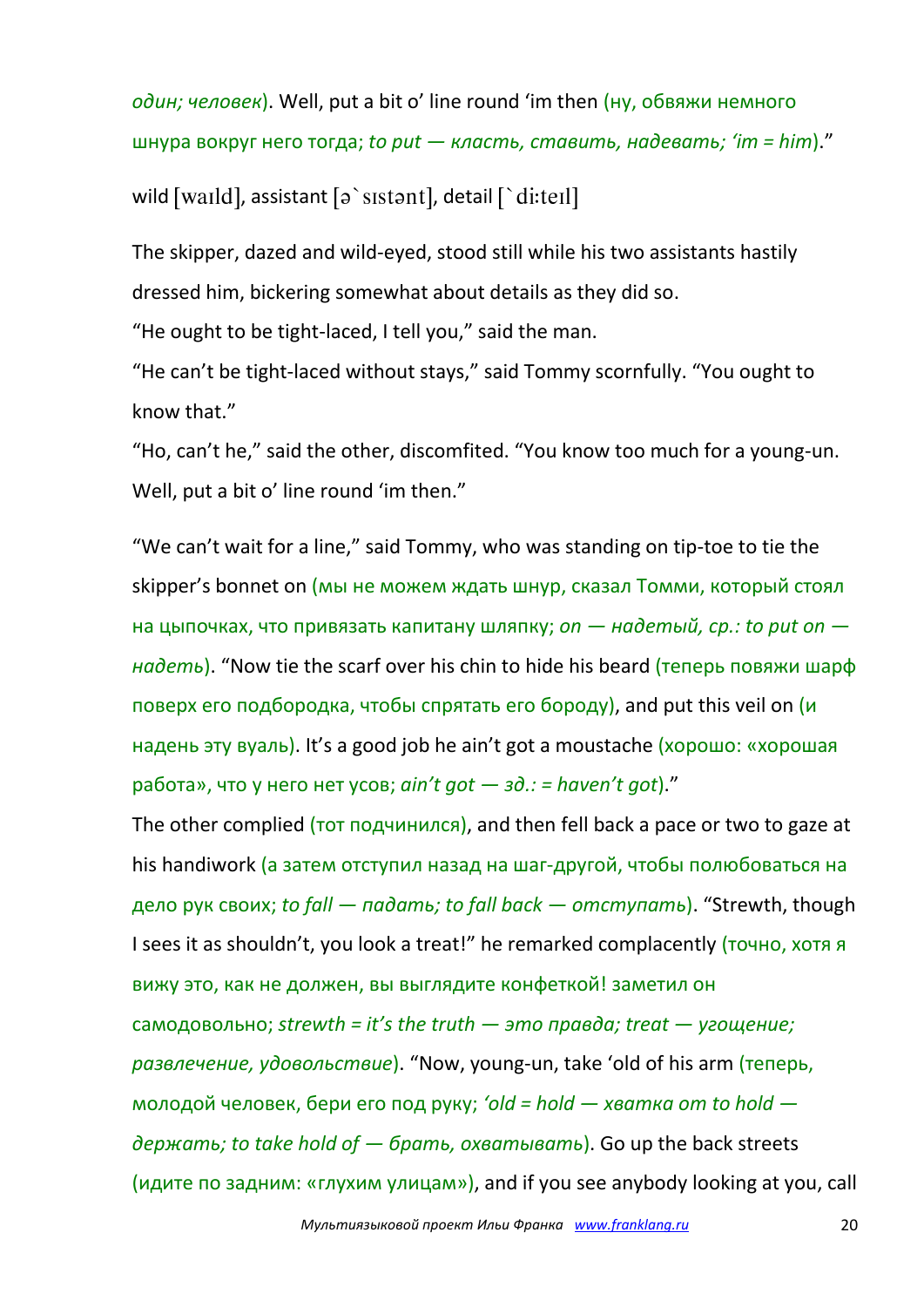*один; человек*). Well, put a bit o' line round 'im then (ну, обвяжи немного шнура вокруг него тогда; *to put — класть, ставить, надевать; 'im = him*)."

wild [waɪld], assistant [ə`sɪstənt], detail [`di:teɪl]

The skipper, dazed and wild-eyed, stood still while his two assistants hastily dressed him, bickering somewhat about details as they did so.

"He ought to be tight-laced, I tell you," said the man.

"He can't be tight-laced without stays," said Tommy scornfully. "You ought to know that."

"Ho, can't he," said the other, discomfited. "You know too much for a young-un. Well, put a bit o' line round 'im then."

"We can't wait for a line," said Tommy, who was standing on tip-toe to tie the skipper's bonnet on (мы не можем ждать шнур, сказал Томми, который стоял на цыпочках, что привязать капитану шляпку; *on — надетый, ср.: to put on — надеть*). "Now tie the scarf over his chin to hide his beard (теперь повяжи шарф поверх его подбородка, чтобы спрятать его бороду), and put this veil on (и надень эту вуаль). It's a good job he ain't got a moustache (хорошо: «хорошая работа», что у него нет усов; *ain't got — зд.: = haven't got*)."

The other complied (тот подчинился), and then fell back a pace or two to gaze at his handiwork (а затем отступил назад на шаг-другой, чтобы полюбоваться на дело рук своих; *to fall — падать; to fall back — отступать*). "Strewth, though I sees it as shouldn't, you look a treat!" he remarked complacently (точно, хотя я вижу это, как не должен, вы выглядите конфеткой! заметил он самодовольно; *strewth = it's the truth — это правда; treat — угощение; развлечение, удовольствие*). "Now, young-un, take 'old of his arm (теперь, молодой человек, бери его под руку; *'old = hold — хватка от to hold — держать; to take hold of — брать, охватывать*). Go up the back streets (идите по задним: «глухим улицам»), and if you see anybody looking at you, call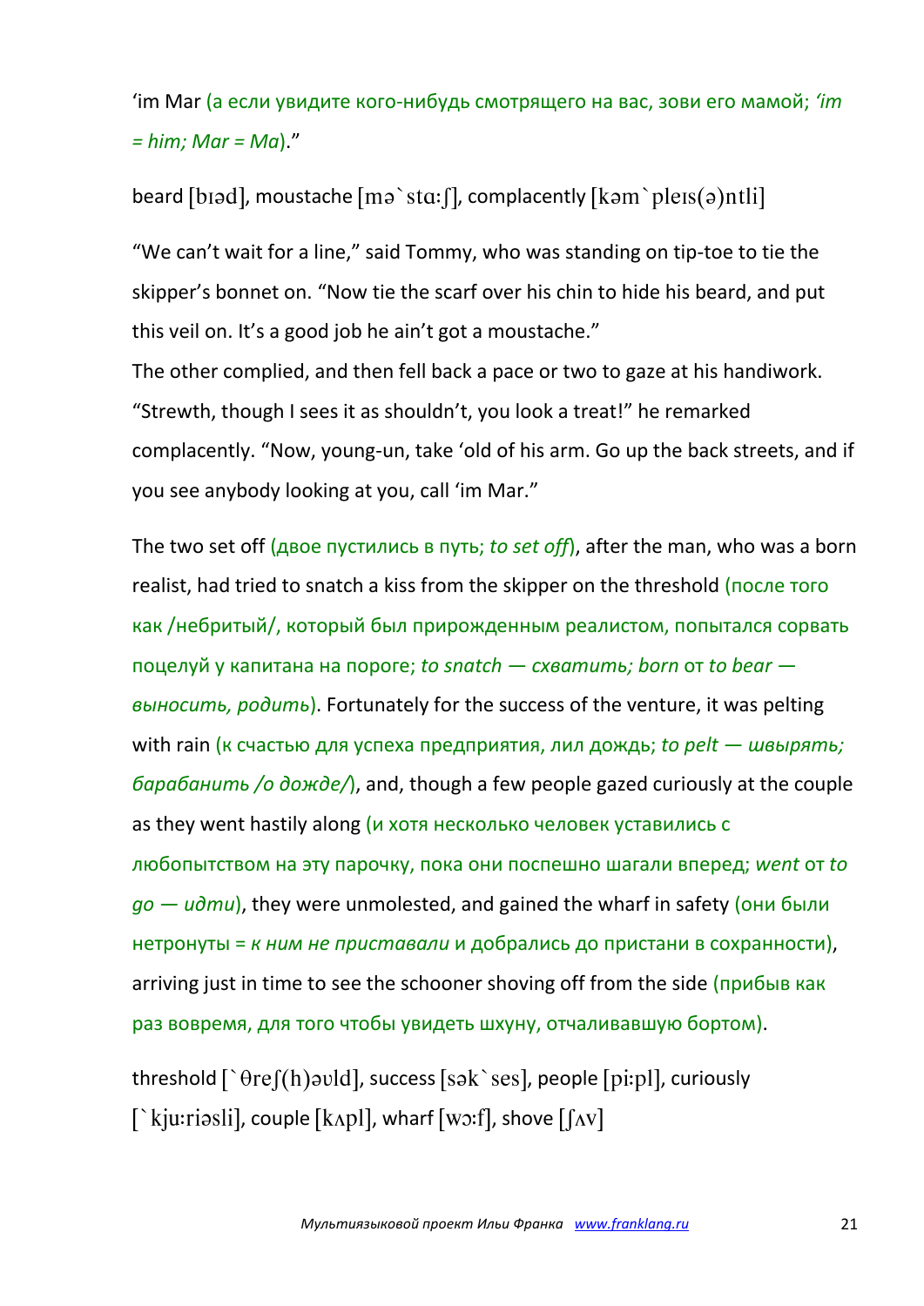'im Mar (а если увидите кого-нибудь смотрящего на вас, зови его мамой; *'im = him; Mar = Ma*)."

beard [bɪəd], moustache [mə`stɑ:ʃ], complacently [kəm`pleɪs(ə)ntli]

"We can't wait for a line," said Tommy, who was standing on tip-toe to tie the skipper's bonnet on. "Now tie the scarf over his chin to hide his beard, and put this veil on. It's a good job he ain't got a moustache."
The other complied, and then fell back a pace or two to gaze at his handiwork. "Strewth, though I sees it as shouldn't, you look a treat!" he remarked complacently. "Now, young-un, take 'old of his arm. Go up the back streets, and if you see anybody looking at you, call 'im Mar."

The two set off (двое пустились в путь; *to set off*), after the man, who was a born realist, had tried to snatch a kiss from the skipper on the threshold (после того как /небритый/, который был прирожденным реалистом, попытался сорвать поцелуй у капитана на пороге; *to snatch — схватить; born* от *to bear — выносить, родить*). Fortunately for the success of the venture, it was pelting with rain (к счастью для успеха предприятия, лил дождь; *to pelt — швырять; барабанить /о дожде/*), and, though a few people gazed curiously at the couple as they went hastily along (и хотя несколько человек уставились с любопытством на эту парочку, пока они поспешно шагали вперед; *went* от *to go — идти*), they were unmolested, and gained the wharf in safety (они были нетронуты = *к ним не приставали* и добрались до пристани в сохранности), arriving just in time to see the schooner shoving off from the side (прибыв как раз вовремя, для того чтобы увидеть шхуну, отчаливавшую бортом).

threshold [`θreʃ(h)əʊld], success [sək`ses], people [pi:pl], curiously [`kju:riəsli], couple [kʌpl], wharf [wɔ:f], shove [ʃʌv]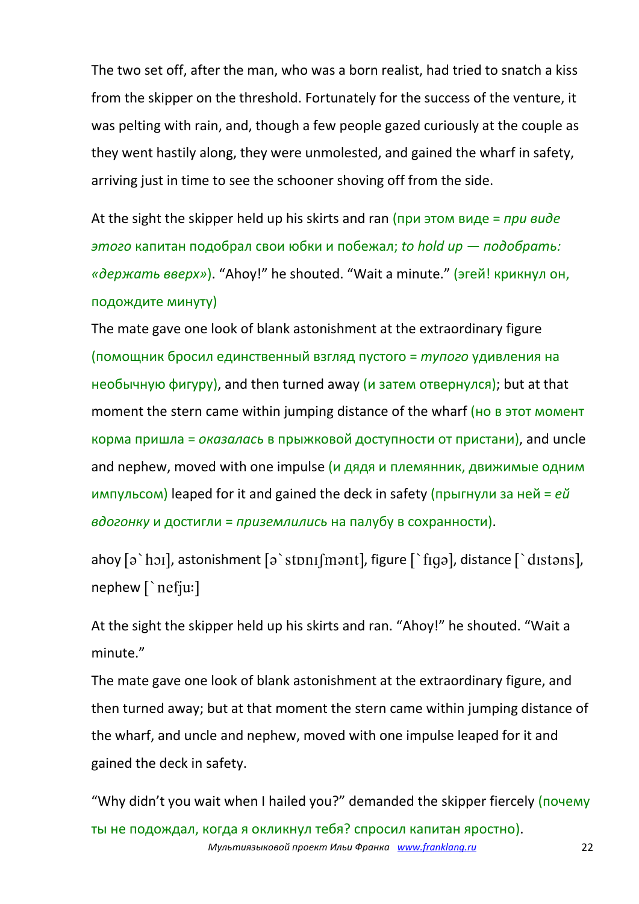The two set off, after the man, who was a born realist, had tried to snatch a kiss from the skipper on the threshold. Fortunately for the success of the venture, it was pelting with rain, and, though a few people gazed curiously at the couple as they went hastily along, they were unmolested, and gained the wharf in safety, arriving just in time to see the schooner shoving off from the side.

At the sight the skipper held up his skirts and ran (при этом виде = *при виде этого* капитан подобрал свои юбки и побежал; *to hold up — подобрать: «держать вверх»*). “Ahoy!” he shouted. “Wait a minute.” (эгей! крикнул он, подождите минуту)
The mate gave one look of blank astonishment at the extraordinary figure (помощник бросил единственный взгляд пустого = *тупого* удивления на необычную фигуру), and then turned away (и затем отвернулся); but at that moment the stern came within jumping distance of the wharf (но в этот момент корма пришла = *оказалась* в прыжковой доступности от пристани), and uncle and nephew, moved with one impulse (и дядя и племянник, движимые одним импульсом) leaped for it and gained the deck in safety (прыгнули за ней = *ей вдогонку* и достигли = *приземлились* на палубу в сохранности).

ahoy [ə`hɔɪ], astonishment [ə`stɒnɪʃmənt], figure [`fɪɡə], distance [`dɪstəns], nephew [`nefjuː]

At the sight the skipper held up his skirts and ran. “Ahoy!” he shouted. “Wait a minute.”
The mate gave one look of blank astonishment at the extraordinary figure, and then turned away; but at that moment the stern came within jumping distance of the wharf, and uncle and nephew, moved with one impulse leaped for it and gained the deck in safety.

“Why didn’t you wait when I hailed you?” demanded the skipper fiercely (почему ты не подождал, когда я окликнул тебя? спросил капитан яростно).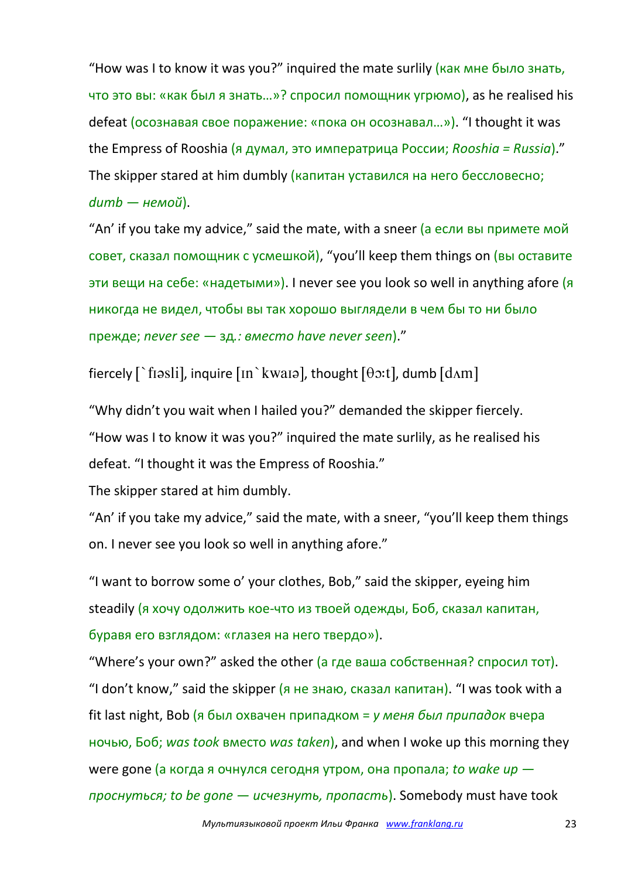"How was I to know it was you?" inquired the mate surlily (как мне было знать, что это вы: «как был я знать…»? спросил помощник угрюмо), as he realised his defeat (осознавая свое поражение: «пока он осознавал…»). "I thought it was the Empress of Rooshia (я думал, это императрица России; *Rooshia = Russia*)." The skipper stared at him dumbly (капитан уставился на него бессловесно; *dumb — немой*).

"An' if you take my advice," said the mate, with a sneer (а если вы примете мой совет, сказал помощник с усмешкой), "you'll keep them things on (вы оставите эти вещи на себе: «надетыми»). I never see you look so well in anything afore (я никогда не видел, чтобы вы так хорошо выглядели в чем бы то ни было прежде; *never see* — зд*.: вместо have never seen*)."

fiercely [`fɪəsli], inquire [ɪn`kwaɪə], thought [θɔːt], dumb [dʌm]

"Why didn't you wait when I hailed you?" demanded the skipper fiercely.
"How was I to know it was you?" inquired the mate surlily, as he realised his defeat. "I thought it was the Empress of Rooshia."
The skipper stared at him dumbly.
"An' if you take my advice," said the mate, with a sneer, "you'll keep them things on. I never see you look so well in anything afore."

"I want to borrow some o' your clothes, Bob," said the skipper, eyeing him steadily (я хочу одолжить кое-что из твоей одежды, Боб, сказал капитан, буравя его взглядом: «глазея на него твердо»).
"Where's your own?" asked the other (а где ваша собственная? спросил тот).
"I don't know," said the skipper (я не знаю, сказал капитан). "I was took with a fit last night, Bob (я был охвачен припадком = *у меня был припадок* вчера ночью, Боб; *was took* вместо *was taken*), and when I woke up this morning they were gone (а когда я очнулся сегодня утром, она пропала; *to wake up — проснуться; to be gone — исчезнуть, пропасть*). Somebody must have took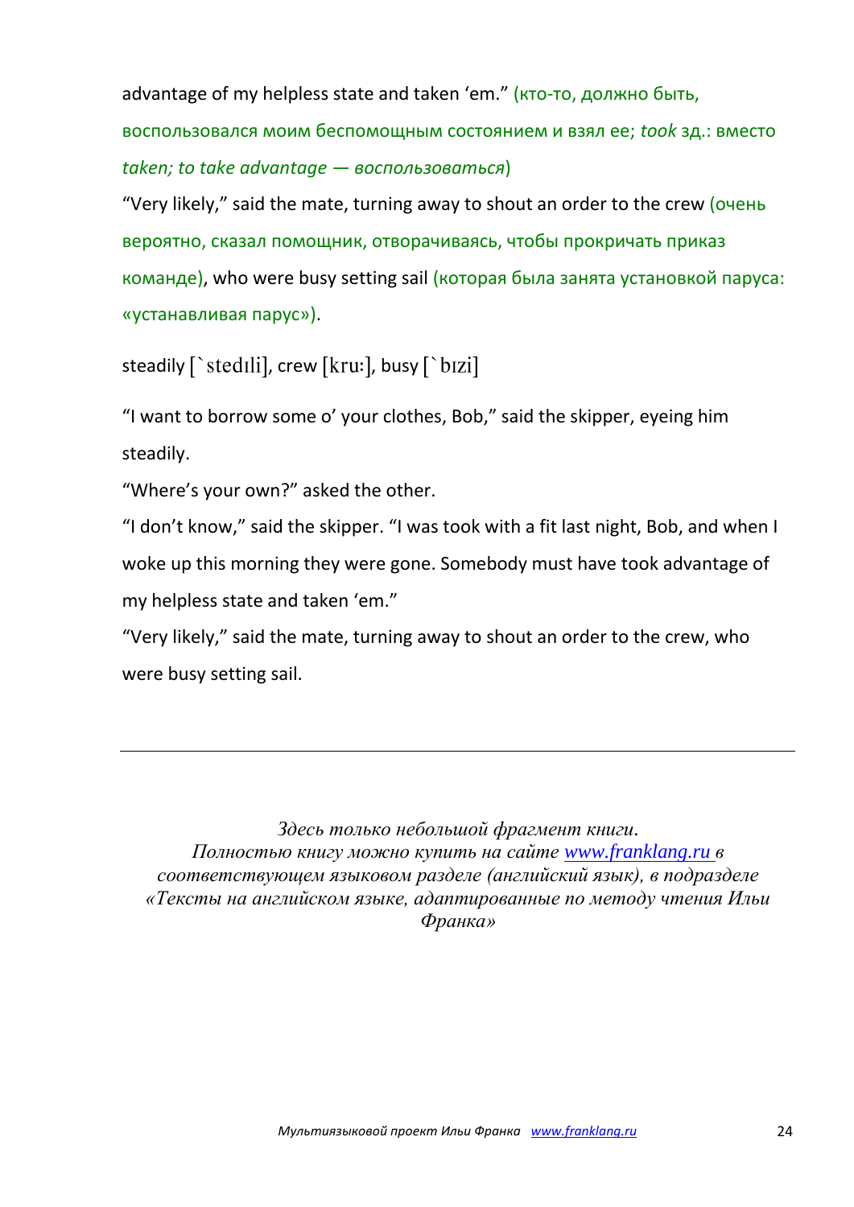advantage of my helpless state and taken 'em." (кто-то, должно быть, воспользовался моим беспомощным состоянием и взял ее; *took* зд.: вместо *taken; to take advantage — воспользоваться*)

"Very likely," said the mate, turning away to shout an order to the crew (очень вероятно, сказал помощник, отворачиваясь, чтобы прокричать приказ команде), who were busy setting sail (которая была занята установкой паруса: «устанавливая парус»).

steadily [`stedɪli], crew [kru:], busy [`bɪzi]

"I want to borrow some o' your clothes, Bob," said the skipper, eyeing him steadily.

"Where's your own?" asked the other.

"I don't know," said the skipper. "I was took with a fit last night, Bob, and when I woke up this morning they were gone. Somebody must have took advantage of my helpless state and taken 'em."

"Very likely," said the mate, turning away to shout an order to the crew, who were busy setting sail.

---

*Здесь только небольшой фрагмент книги.*
*Полностью книгу можно купить на сайте [www.franklang.ru](http://www.franklang.ru) в соответствующем языковом разделе (английский язык), в подразделе «Тексты на английском языке, адаптированные по методу чтения Ильи Франка»*